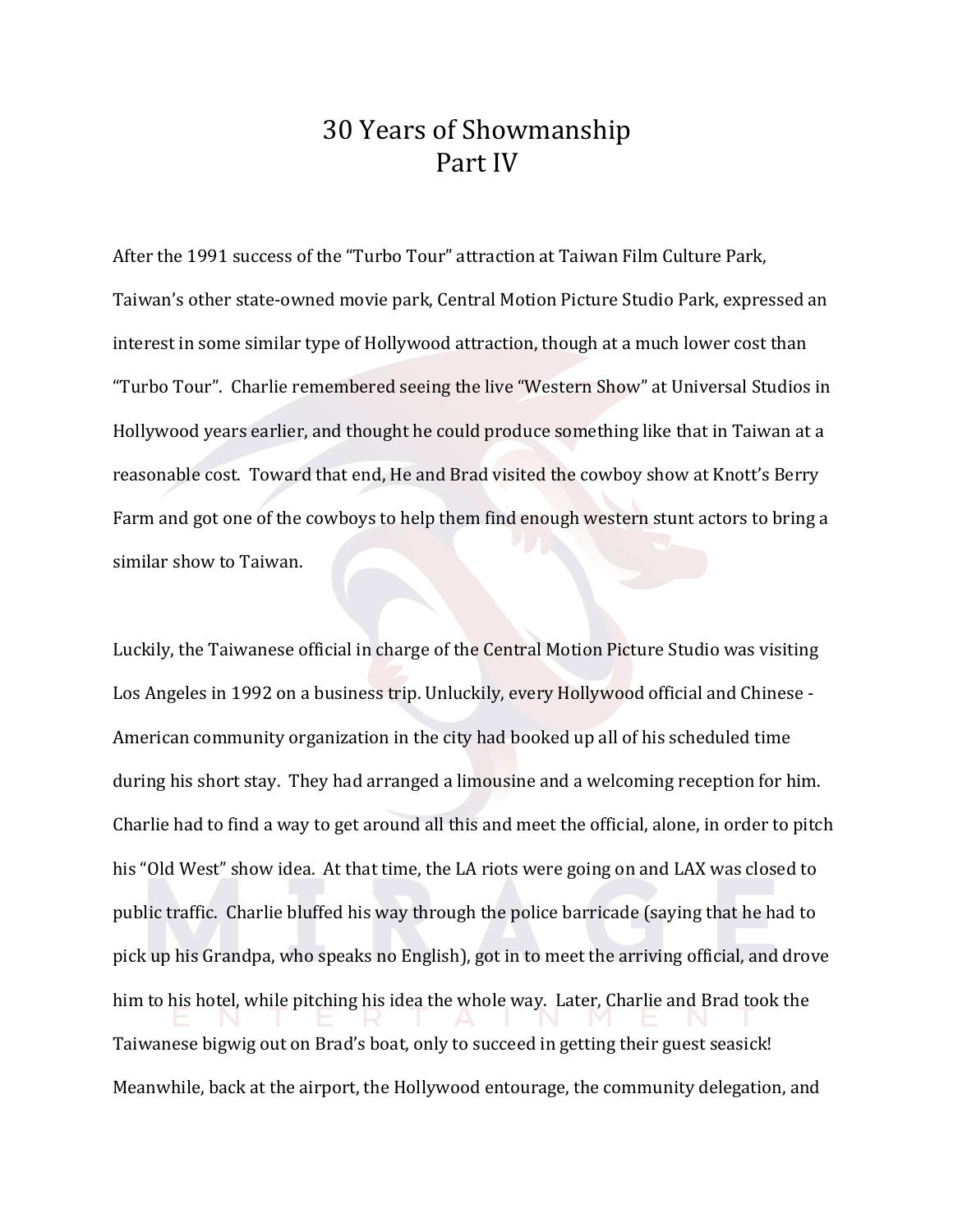# 30 Years of Showmanship
# Part IV

After the 1991 success of the "Turbo Tour" attraction at Taiwan Film Culture Park, Taiwan's other state-owned movie park, Central Motion Picture Studio Park, expressed an interest in some similar type of Hollywood attraction, though at a much lower cost than "Turbo Tour". Charlie remembered seeing the live "Western Show" at Universal Studios in Hollywood years earlier, and thought he could produce something like that in Taiwan at a reasonable cost. Toward that end, He and Brad visited the cowboy show at Knott's Berry Farm and got one of the cowboys to help them find enough western stunt actors to bring a similar show to Taiwan.

Luckily, the Taiwanese official in charge of the Central Motion Picture Studio was visiting Los Angeles in 1992 on a business trip. Unluckily, every Hollywood official and Chinese - American community organization in the city had booked up all of his scheduled time during his short stay. They had arranged a limousine and a welcoming reception for him. Charlie had to find a way to get around all this and meet the official, alone, in order to pitch his "Old West" show idea. At that time, the LA riots were going on and LAX was closed to public traffic. Charlie bluffed his way through the police barricade (saying that he had to pick up his Grandpa, who speaks no English), got in to meet the arriving official, and drove him to his hotel, while pitching his idea the whole way. Later, Charlie and Brad took the Taiwanese bigwig out on Brad's boat, only to succeed in getting their guest seasick! Meanwhile, back at the airport, the Hollywood entourage, the community delegation, and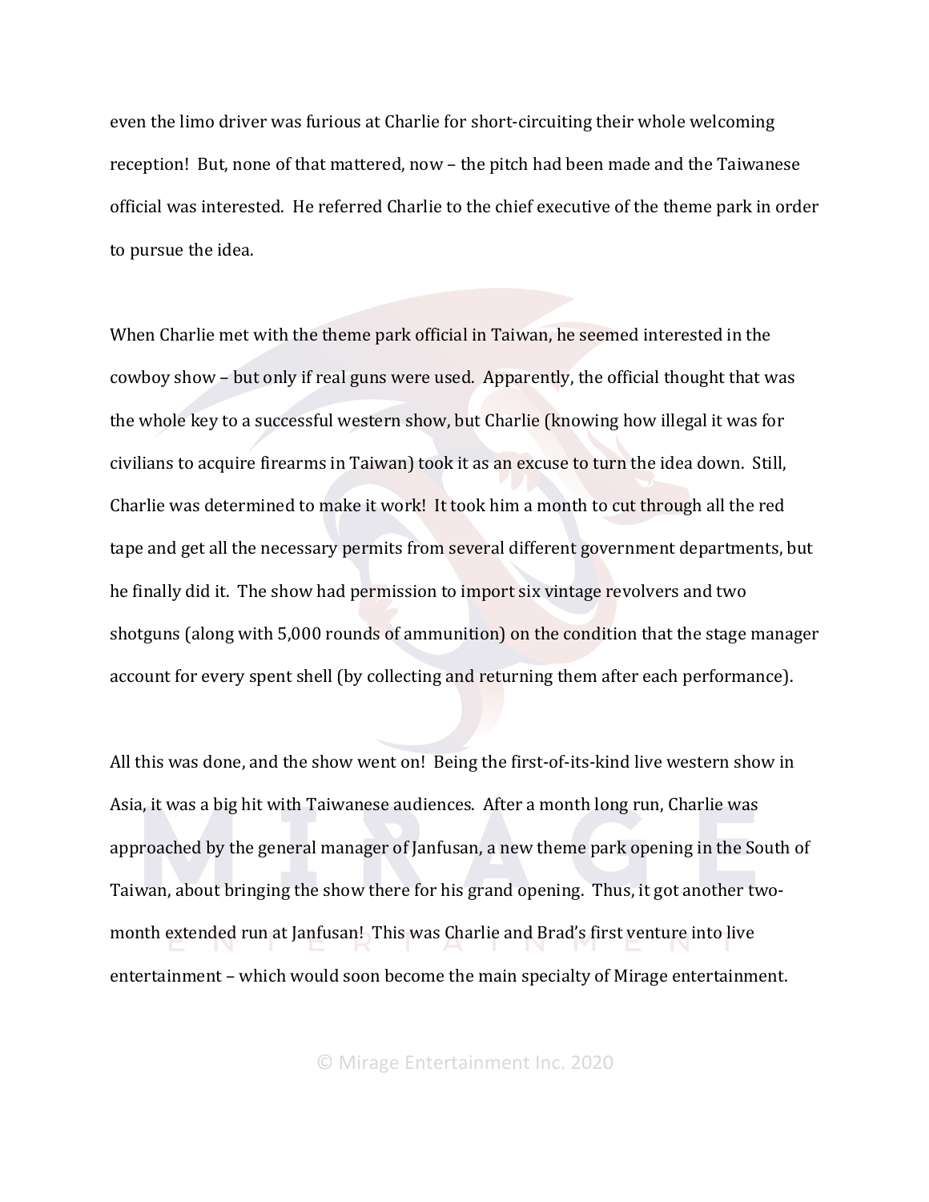even the limo driver was furious at Charlie for short-circuiting their whole welcoming reception! But, none of that mattered, now – the pitch had been made and the Taiwanese official was interested. He referred Charlie to the chief executive of the theme park in order to pursue the idea.

When Charlie met with the theme park official in Taiwan, he seemed interested in the cowboy show – but only if real guns were used. Apparently, the official thought that was the whole key to a successful western show, but Charlie (knowing how illegal it was for civilians to acquire firearms in Taiwan) took it as an excuse to turn the idea down. Still, Charlie was determined to make it work! It took him a month to cut through all the red tape and get all the necessary permits from several different government departments, but he finally did it. The show had permission to import six vintage revolvers and two shotguns (along with 5,000 rounds of ammunition) on the condition that the stage manager account for every spent shell (by collecting and returning them after each performance).

All this was done, and the show went on! Being the first-of-its-kind live western show in Asia, it was a big hit with Taiwanese audiences. After a month long run, Charlie was approached by the general manager of Janfusan, a new theme park opening in the South of Taiwan, about bringing the show there for his grand opening. Thus, it got another two-month extended run at Janfusan! This was Charlie and Brad's first venture into live entertainment – which would soon become the main specialty of Mirage entertainment.